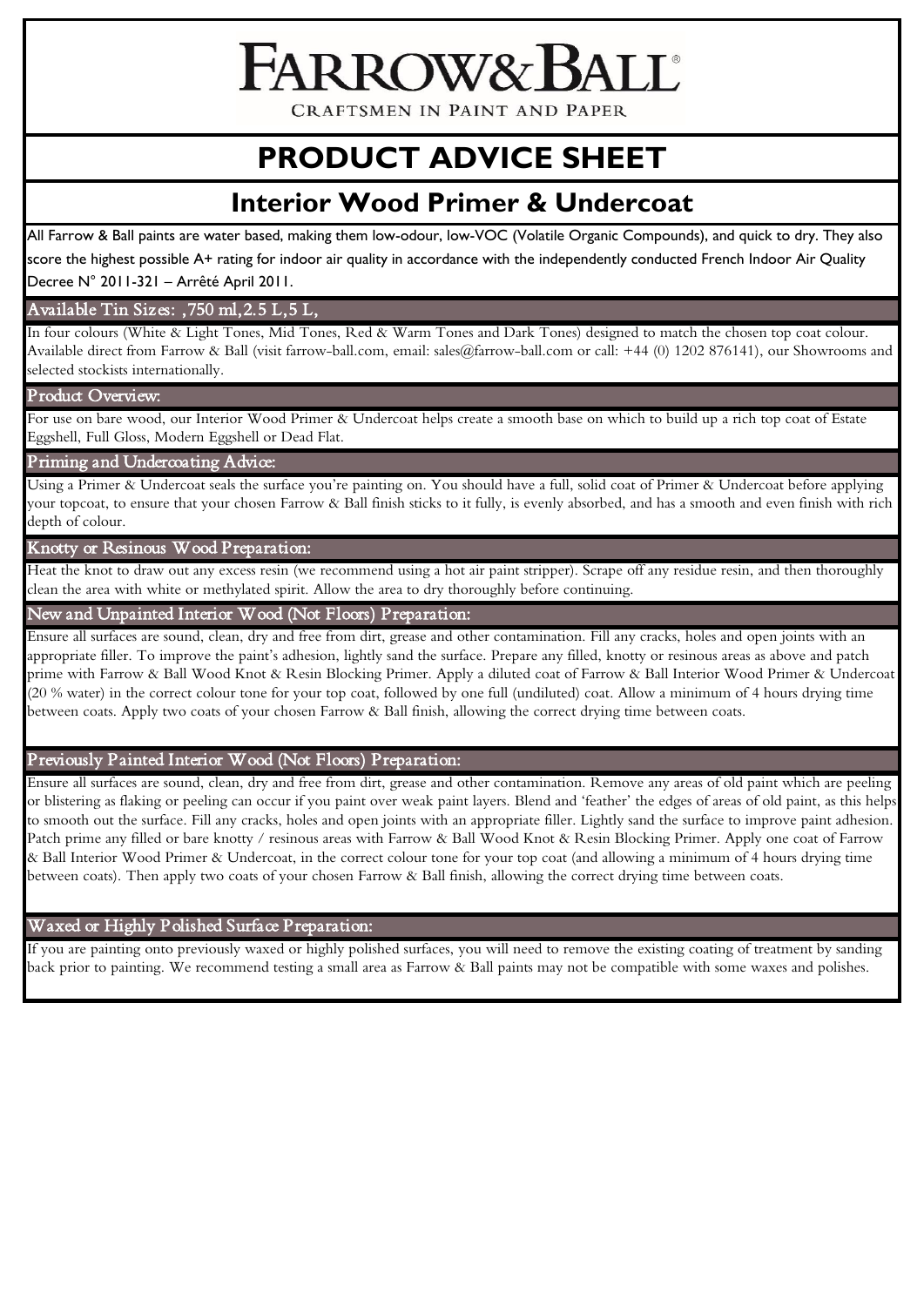# FARROW&BALL®

CRAFTSMEN IN PAINT AND PAPER

# PRODUCT ADVICE SHEET

## Interior Wood Primer & Undercoat

All Farrow & Ball paints are water based, making them low-odour, low-VOC (Volatile Organic Compounds), and quick to dry. They also score the highest possible A+ rating for indoor air quality in accordance with the independently conducted French Indoor Air Quality Decree N° 2011-321 – Arrêté April 2011.

### Available Tin Sizes: ,750 ml,2.5 L,5 L,

In four colours (White & Light Tones, Mid Tones, Red & Warm Tones and Dark Tones) designed to match the chosen top coat colour. Available direct from Farrow & Ball (visit farrow-ball.com, email: sales@farrow-ball.com or call: +44 (0) 1202 876141), our Showrooms and selected stockists internationally.

### Product Overview:

For use on bare wood, our Interior Wood Primer & Undercoat helps create a smooth base on which to build up a rich top coat of Estate Eggshell, Full Gloss, Modern Eggshell or Dead Flat.

### Priming and Undercoating Advice:

Using a Primer & Undercoat seals the surface you're painting on. You should have a full, solid coat of Primer & Undercoat before applying your topcoat, to ensure that your chosen Farrow & Ball finish sticks to it fully, is evenly absorbed, and has a smooth and even finish with rich depth of colour.

### Knotty or Resinous Wood Preparation:

Heat the knot to draw out any excess resin (we recommend using a hot air paint stripper). Scrape off any residue resin, and then thoroughly clean the area with white or methylated spirit. Allow the area to dry thoroughly before continuing.

### New and Unpainted Interior Wood (Not Floors) Preparation:

Ensure all surfaces are sound, clean, dry and free from dirt, grease and other contamination. Fill any cracks, holes and open joints with an appropriate filler. To improve the paint's adhesion, lightly sand the surface. Prepare any filled, knotty or resinous areas as above and patch prime with Farrow & Ball Wood Knot & Resin Blocking Primer. Apply a diluted coat of Farrow & Ball Interior Wood Primer & Undercoat (20 % water) in the correct colour tone for your top coat, followed by one full (undiluted) coat. Allow a minimum of 4 hours drying time between coats. Apply two coats of your chosen Farrow & Ball finish, allowing the correct drying time between coats.

### Previously Painted Interior Wood (Not Floors) Preparation:

Ensure all surfaces are sound, clean, dry and free from dirt, grease and other contamination. Remove any areas of old paint which are peeling or blistering as flaking or peeling can occur if you paint over weak paint layers. Blend and 'feather' the edges of areas of old paint, as this helps to smooth out the surface. Fill any cracks, holes and open joints with an appropriate filler. Lightly sand the surface to improve paint adhesion. Patch prime any filled or bare knotty / resinous areas with Farrow & Ball Wood Knot & Resin Blocking Primer. Apply one coat of Farrow & Ball Interior Wood Primer & Undercoat, in the correct colour tone for your top coat (and allowing a minimum of 4 hours drying time between coats). Then apply two coats of your chosen Farrow & Ball finish, allowing the correct drying time between coats.

### Waxed or Highly Polished Surface Preparation:

If you are painting onto previously waxed or highly polished surfaces, you will need to remove the existing coating of treatment by sanding back prior to painting. We recommend testing a small area as Farrow & Ball paints may not be compatible with some waxes and polishes.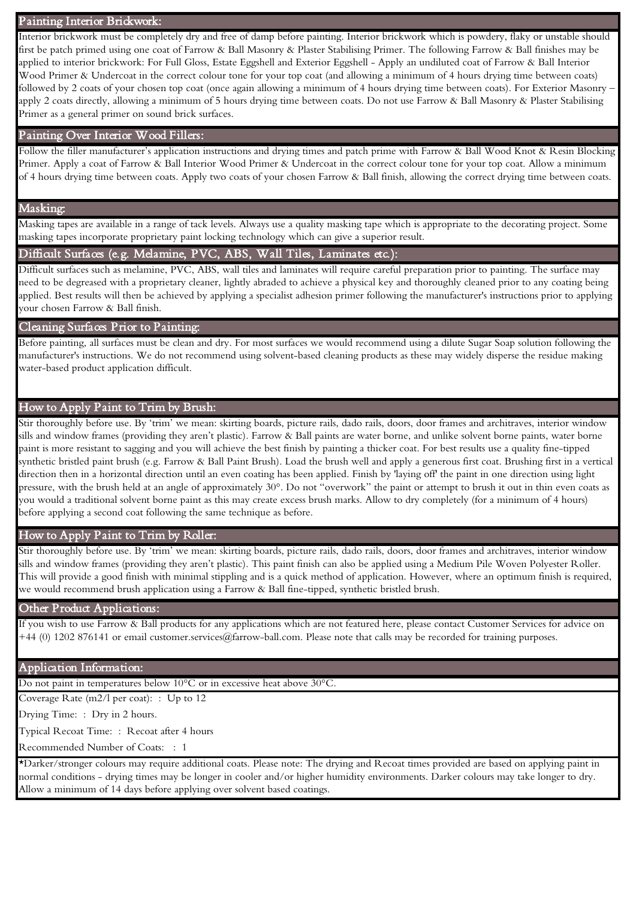## Painting Interior Brickwork:

Interior brickwork must be completely dry and free of damp before painting. Interior brickwork which is powdery, flaky or unstable should first be patch primed using one coat of Farrow & Ball Masonry & Plaster Stabilising Primer. The following Farrow & Ball finishes may be applied to interior brickwork: For Full Gloss, Estate Eggshell and Exterior Eggshell - Apply an undiluted coat of Farrow & Ball Interior Wood Primer & Undercoat in the correct colour tone for your top coat (and allowing a minimum of 4 hours drying time between coats) followed by 2 coats of your chosen top coat (once again allowing a minimum of 4 hours drying time between coats). For Exterior Masonry – apply 2 coats directly, allowing a minimum of 5 hours drying time between coats. Do not use Farrow & Ball Masonry & Plaster Stabilising Primer as a general primer on sound brick surfaces.

## Painting Over Interior Wood Fillers:

Follow the filler manufacturer's application instructions and drying times and patch prime with Farrow & Ball Wood Knot & Resin Blocking Primer. Apply a coat of Farrow & Ball Interior Wood Primer & Undercoat in the correct colour tone for your top coat. Allow a minimum of 4 hours drying time between coats. Apply two coats of your chosen Farrow & Ball finish, allowing the correct drying time between coats.

## Masking:

Masking tapes are available in a range of tack levels. Always use a quality masking tape which is appropriate to the decorating project. Some masking tapes incorporate proprietary paint locking technology which can give a superior result.

## Difficult Surfaces (e.g. Melamine, PVC, ABS, Wall Tiles, Laminates etc.):

Difficult surfaces such as melamine, PVC, ABS, wall tiles and laminates will require careful preparation prior to painting. The surface may need to be degreased with a proprietary cleaner, lightly abraded to achieve a physical key and thoroughly cleaned prior to any coating being applied. Best results will then be achieved by applying a specialist adhesion primer following the manufacturer's instructions prior to applying your chosen Farrow & Ball finish.

## Cleaning Surfaces Prior to Painting:

Before painting, all surfaces must be clean and dry. For most surfaces we would recommend using a dilute Sugar Soap solution following the manufacturer's instructions. We do not recommend using solvent-based cleaning products as these may widely disperse the residue making water-based product application difficult.

## How to Apply Paint to Trim by Brush:

Stir thoroughly before use. By 'trim' we mean: skirting boards, picture rails, dado rails, doors, door frames and architraves, interior window sills and window frames (providing they aren't plastic). Farrow & Ball paints are water borne, and unlike solvent borne paints, water borne paint is more resistant to sagging and you will achieve the best finish by painting a thicker coat. For best results use a quality fine-tipped synthetic bristled paint brush (e.g. Farrow & Ball Paint Brush). Load the brush well and apply a generous first coat. Brushing first in a vertical direction then in a horizontal direction until an even coating has been applied. Finish by 'laying off' the paint in one direction using light pressure, with the brush held at an angle of approximately 30°. Do not "overwork" the paint or attempt to brush it out in thin even coats as you would a traditional solvent borne paint as this may create excess brush marks. Allow to dry completely (for a minimum of 4 hours) before applying a second coat following the same technique as before.

## How to Apply Paint to Trim by Roller:

Stir thoroughly before use. By 'trim' we mean: skirting boards, picture rails, dado rails, doors, door frames and architraves, interior window sills and window frames (providing they aren't plastic). This paint finish can also be applied using a Medium Pile Woven Polyester Roller. This will provide a good finish with minimal stippling and is a quick method of application. However, where an optimum finish is required, we would recommend brush application using a Farrow & Ball fine-tipped, synthetic bristled brush.

## Other Product Applications:

If you wish to use Farrow & Ball products for any applications which are not featured here, please contact Customer Services for advice on +44 (0) 1202 876141 or email customer.services@farrow-ball.com. Please note that calls may be recorded for training purposes.

## Application Information:

Do not paint in temperatures below 10°C or in excessive heat above 30°C.

Coverage Rate (m2/l per coat): : Up to 12

Drying Time: : Dry in 2 hours.

Typical Recoat Time: : Recoat after 4 hours

Recommended Number of Coats: : 1

*Darker/stronger colours may require additional coats. Please note: The drying and Recoat times provided are based on applying paint in normal conditions - drying times may be longer in cooler and/or higher humidity environments. Darker colours may take longer to dry. Allow a minimum of 14 days before applying over solvent based coatings.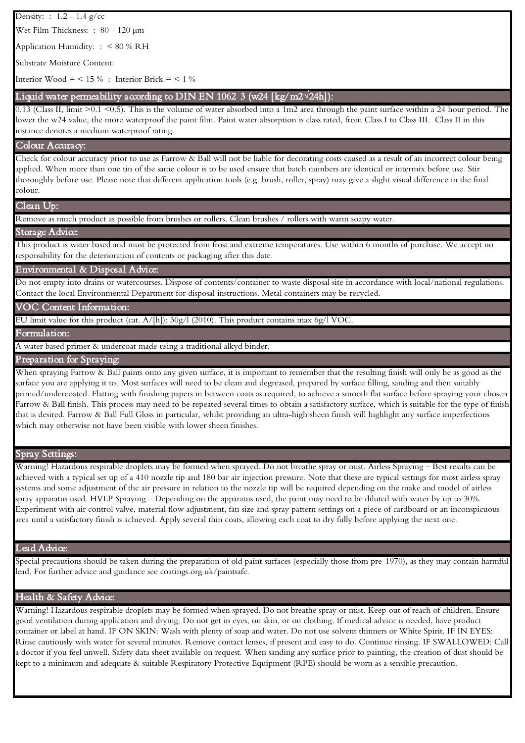Density: : 1.2 - 1.4 g/cc

Wet Film Thickness: : 80 - 120 µm

Application Humidity: : < 80 % RH

Substrate Moisture Content:

Interior Wood = < 15 % : Interior Brick = < 1 %

## Liquid water permeability according to DIN EN 1062 3 (w24 [kg/m2√24h]):

0.13 (Class II, limit >0.1 <0.5). This is the volume of water absorbed into a 1m2 area through the paint surface within a 24 hour period. The lower the w24 value, the more waterproof the paint film. Paint water absorption is class rated, from Class I to Class III. Class II in this instance denotes a medium waterproof rating.

## Colour Accuracy:

Check for colour accuracy prior to use as Farrow & Ball will not be liable for decorating costs caused as a result of an incorrect colour being applied. When more than one tin of the same colour is to be used ensure that batch numbers are identical or intermix before use. Stir thoroughly before use. Please note that different application tools (e.g. brush, roller, spray) may give a slight visual difference in the final colour.

## Clean Up:

Remove as much product as possible from brushes or rollers. Clean brushes / rollers with warm soapy water.

## Storage Advice:

This product is water based and must be protected from frost and extreme temperatures. Use within 6 months of purchase. We accept no responsibility for the deterioration of contents or packaging after this date.

## Environmental & Disposal Advice:

Do not empty into drains or watercourses. Dispose of contents/container to waste disposal site in accordance with local/national regulations. Contact the local Environmental Department for disposal instructions. Metal containers may be recycled.

## VOC Content Information:

EU limit value for this product (cat. A/[h]): 30g/l (2010). This product contains max 6g/l VOC.

## Formulation:

A water based primer & undercoat made using a traditional alkyd binder.

## Preparation for Spraying:

When spraying Farrow & Ball paints onto any given surface, it is important to remember that the resulting finish will only be as good as the surface you are applying it to. Most surfaces will need to be clean and degreased, prepared by surface filling, sanding and then suitably primed/undercoated. Flatting with finishing papers in between coats as required, to achieve a smooth flat surface before spraying your chosen Farrow & Ball finish. This process may need to be repeated several times to obtain a satisfactory surface, which is suitable for the type of finish that is desired. Farrow & Ball Full Gloss in particular, whilst providing an ultra-high sheen finish will highlight any surface imperfections which may otherwise not have been visible with lower sheen finishes.

## Spray Settings:

Warning! Hazardous respirable droplets may be formed when sprayed. Do not breathe spray or mist. Airless Spraying – Best results can be achieved with a typical set up of a 410 nozzle tip and 180 bar air injection pressure. Note that these are typical settings for most airless spray systems and some adjustment of the air pressure in relation to the nozzle tip will be required depending on the make and model of airless spray apparatus used. HVLP Spraying – Depending on the apparatus used, the paint may need to be diluted with water by up to 30%. Experiment with air control valve, material flow adjustment, fan size and spray pattern settings on a piece of cardboard or an inconspicuous area until a satisfactory finish is achieved. Apply several thin coats, allowing each coat to dry fully before applying the next one.

## Lead Advice:

Special precautions should be taken during the preparation of old paint surfaces (especially those from pre-1970), as they may contain harmful lead. For further advice and guidance see coatings.org.uk/paintsafe.

## Health & Safety Advice:

Warning! Hazardous respirable droplets may be formed when sprayed. Do not breathe spray or mist. Keep out of reach of children. Ensure good ventilation during application and drying. Do not get in eyes, on skin, or on clothing. If medical advice is needed, have product container or label at hand. IF ON SKIN: Wash with plenty of soap and water. Do not use solvent thinners or White Spirit. IF IN EYES: Rinse cautiously with water for several minutes. Remove contact lenses, if present and easy to do. Continue rinsing. IF SWALLOWED: Call a doctor if you feel unwell. Safety data sheet available on request. When sanding any surface prior to painting, the creation of dust should be kept to a minimum and adequate & suitable Respiratory Protective Equipment (RPE) should be worn as a sensible precaution.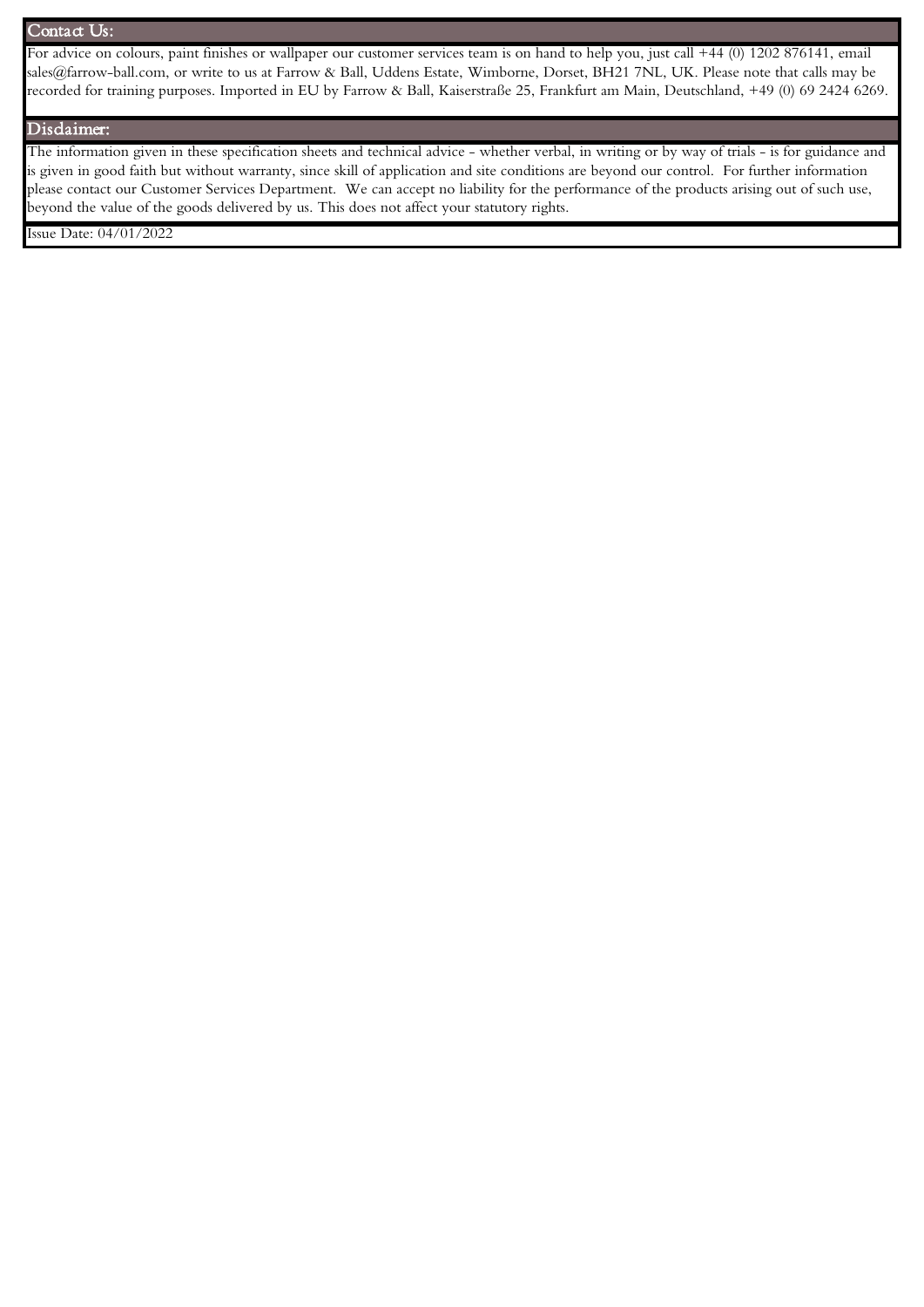## Contact Us:

For advice on colours, paint finishes or wallpaper our customer services team is on hand to help you, just call +44 (0) 1202 876141, email sales@farrow-ball.com, or write to us at Farrow & Ball, Uddens Estate, Wimborne, Dorset, BH21 7NL, UK. Please note that calls may be recorded for training purposes. Imported in EU by Farrow & Ball, Kaiserstraße 25, Frankfurt am Main, Deutschland, +49 (0) 69 2424 6269.

## Disclaimer:

The information given in these specification sheets and technical advice - whether verbal, in writing or by way of trials - is for guidance and is given in good faith but without warranty, since skill of application and site conditions are beyond our control. For further information please contact our Customer Services Department. We can accept no liability for the performance of the products arising out of such use, beyond the value of the goods delivered by us. This does not affect your statutory rights.

Issue Date: 04/01/2022